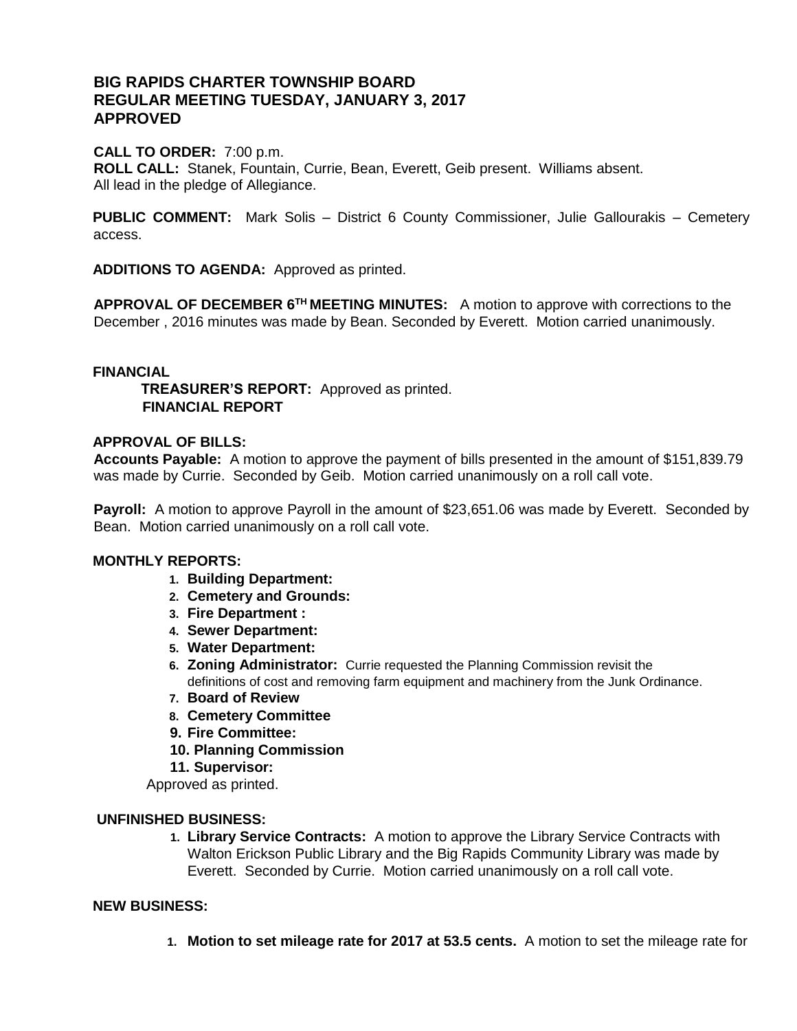**BIG RAPIDS CHARTER TOWNSHIP BOARD**
**REGULAR MEETING TUESDAY, JANUARY 3, 2017**
**APPROVED**

**CALL TO ORDER:** 7:00 p.m.
**ROLL CALL:** Stanek, Fountain, Currie, Bean, Everett, Geib present. Williams absent.
All lead in the pledge of Allegiance.

**PUBLIC COMMENT:** Mark Solis – District 6 County Commissioner, Julie Gallourakis – Cemetery access.

**ADDITIONS TO AGENDA:** Approved as printed.

**APPROVAL OF DECEMBER 6TH MEETING MINUTES:** A motion to approve with corrections to the December , 2016 minutes was made by Bean. Seconded by Everett. Motion carried unanimously.

**FINANCIAL**

**TREASURER'S REPORT:** Approved as printed.
**FINANCIAL REPORT**

**APPROVAL OF BILLS:**
**Accounts Payable:** A motion to approve the payment of bills presented in the amount of $151,839.79 was made by Currie. Seconded by Geib. Motion carried unanimously on a roll call vote.

**Payroll:** A motion to approve Payroll in the amount of $23,651.06 was made by Everett. Seconded by Bean. Motion carried unanimously on a roll call vote.

**MONTHLY REPORTS:**

1. **Building Department:**
2. **Cemetery and Grounds:**
3. **Fire Department :**
4. **Sewer Department:**
5. **Water Department:**
6. **Zoning Administrator:** Currie requested the Planning Commission revisit the definitions of cost and removing farm equipment and machinery from the Junk Ordinance.
7. **Board of Review**
8. **Cemetery Committee**
9. **Fire Committee:**
10. **Planning Commission**
11. **Supervisor:**

Approved as printed.

**UNFINISHED BUSINESS:**

1. **Library Service Contracts:** A motion to approve the Library Service Contracts with Walton Erickson Public Library and the Big Rapids Community Library was made by Everett. Seconded by Currie. Motion carried unanimously on a roll call vote.

**NEW BUSINESS:**

1. **Motion to set mileage rate for 2017 at 53.5 cents.** A motion to set the mileage rate for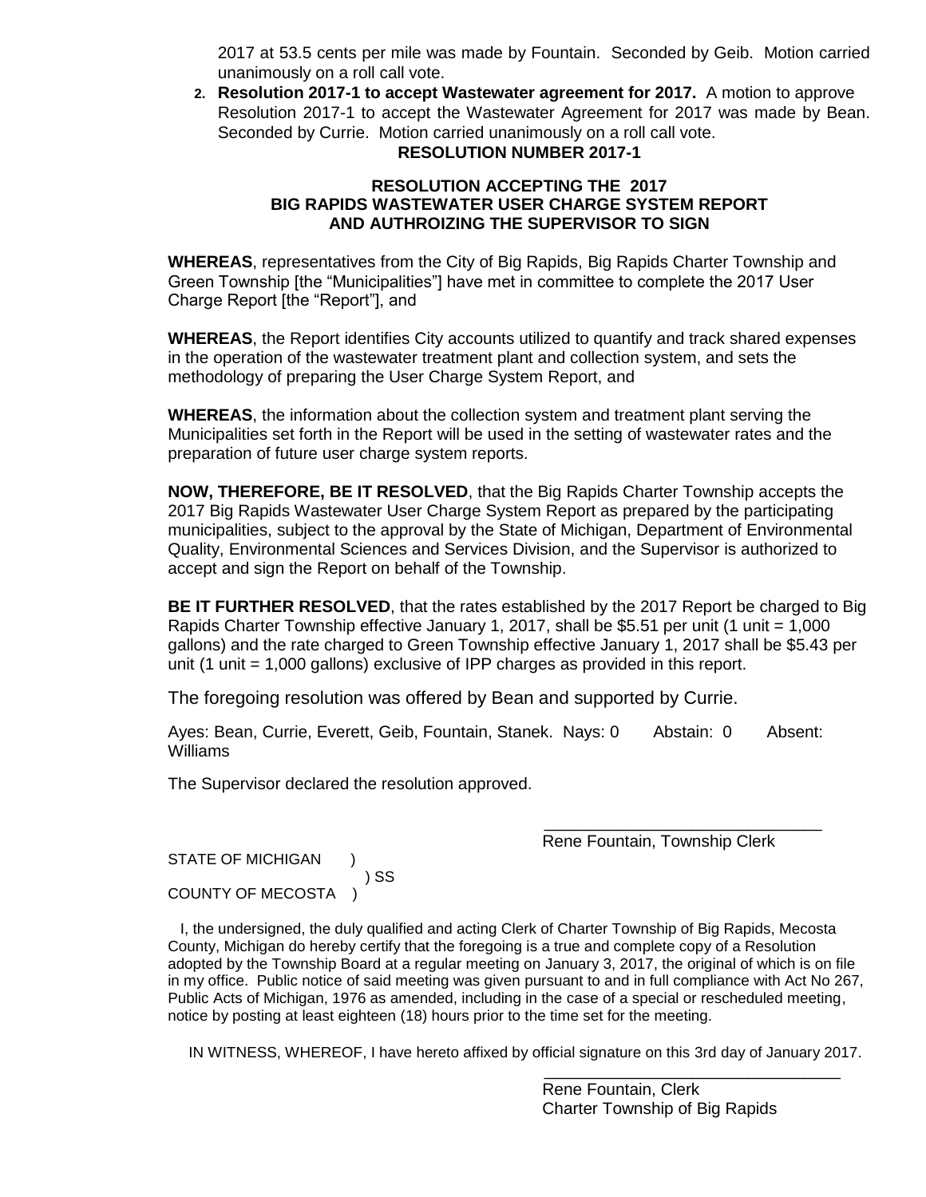2017 at 53.5 cents per mile was made by Fountain. Seconded by Geib. Motion carried unanimously on a roll call vote.

2. **Resolution 2017-1 to accept Wastewater agreement for 2017.** A motion to approve Resolution 2017-1 to accept the Wastewater Agreement for 2017 was made by Bean. Seconded by Currie. Motion carried unanimously on a roll call vote.

**RESOLUTION NUMBER 2017-1**

**RESOLUTION ACCEPTING THE 2017 BIG RAPIDS WASTEWATER USER CHARGE SYSTEM REPORT AND AUTHROIZING THE SUPERVISOR TO SIGN**

**WHEREAS**, representatives from the City of Big Rapids, Big Rapids Charter Township and Green Township [the "Municipalities"] have met in committee to complete the 2017 User Charge Report [the "Report"], and

**WHEREAS**, the Report identifies City accounts utilized to quantify and track shared expenses in the operation of the wastewater treatment plant and collection system, and sets the methodology of preparing the User Charge System Report, and

**WHEREAS**, the information about the collection system and treatment plant serving the Municipalities set forth in the Report will be used in the setting of wastewater rates and the preparation of future user charge system reports.

**NOW, THEREFORE, BE IT RESOLVED**, that the Big Rapids Charter Township accepts the 2017 Big Rapids Wastewater User Charge System Report as prepared by the participating municipalities, subject to the approval by the State of Michigan, Department of Environmental Quality, Environmental Sciences and Services Division, and the Supervisor is authorized to accept and sign the Report on behalf of the Township.

**BE IT FURTHER RESOLVED**, that the rates established by the 2017 Report be charged to Big Rapids Charter Township effective January 1, 2017, shall be $5.51 per unit (1 unit = 1,000 gallons) and the rate charged to Green Township effective January 1, 2017 shall be $5.43 per unit (1 unit = 1,000 gallons) exclusive of IPP charges as provided in this report.

The foregoing resolution was offered by Bean and supported by Currie.

Ayes: Bean, Currie, Everett, Geib, Fountain, Stanek. Nays: 0 Abstain: 0 Absent: Williams

The Supervisor declared the resolution approved.

\_\_\_\_\_\_\_\_\_\_\_\_\_\_\_\_\_\_\_\_\_\_\_\_\_\_\_\_\_\_
Rene Fountain, Township Clerk

STATE OF MICHIGAN )
) SS
COUNTY OF MECOSTA )

I, the undersigned, the duly qualified and acting Clerk of Charter Township of Big Rapids, Mecosta County, Michigan do hereby certify that the foregoing is a true and complete copy of a Resolution adopted by the Township Board at a regular meeting on January 3, 2017, the original of which is on file in my office. Public notice of said meeting was given pursuant to and in full compliance with Act No 267, Public Acts of Michigan, 1976 as amended, including in the case of a special or rescheduled meeting, notice by posting at least eighteen (18) hours prior to the time set for the meeting.

IN WITNESS, WHEREOF, I have hereto affixed by official signature on this 3rd day of January 2017.

\_\_\_\_\_\_\_\_\_\_\_\_\_\_\_\_\_\_\_\_\_\_\_\_\_\_\_\_\_\_
Rene Fountain, Clerk
Charter Township of Big Rapids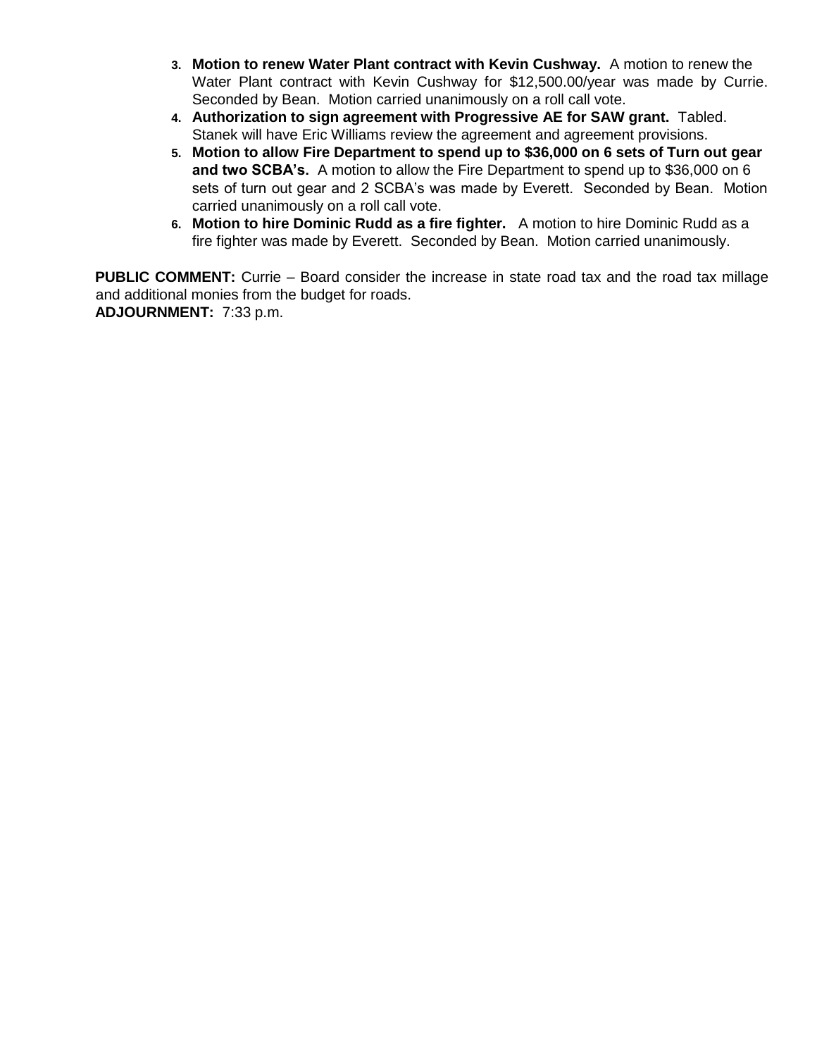3. **Motion to renew Water Plant contract with Kevin Cushway.** A motion to renew the Water Plant contract with Kevin Cushway for $12,500.00/year was made by Currie. Seconded by Bean. Motion carried unanimously on a roll call vote.
4. **Authorization to sign agreement with Progressive AE for SAW grant.** Tabled. Stanek will have Eric Williams review the agreement and agreement provisions.
5. **Motion to allow Fire Department to spend up to $36,000 on 6 sets of Turn out gear and two SCBA's.** A motion to allow the Fire Department to spend up to $36,000 on 6 sets of turn out gear and 2 SCBA's was made by Everett. Seconded by Bean. Motion carried unanimously on a roll call vote.
6. **Motion to hire Dominic Rudd as a fire fighter.** A motion to hire Dominic Rudd as a fire fighter was made by Everett. Seconded by Bean. Motion carried unanimously.

**PUBLIC COMMENT:** Currie – Board consider the increase in state road tax and the road tax millage and additional monies from the budget for roads.

**ADJOURNMENT:** 7:33 p.m.